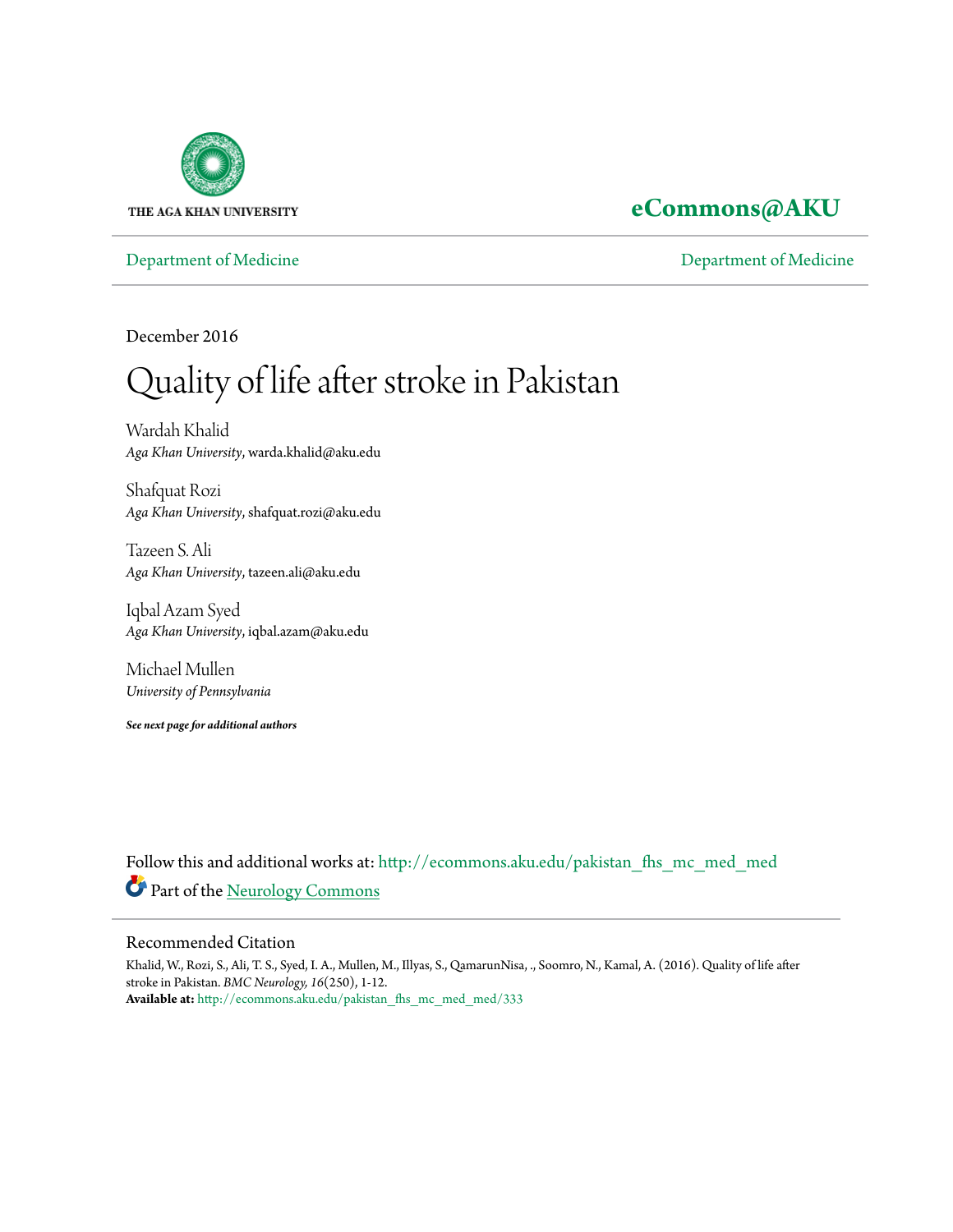THE AGA KHAN UNIVERSITY

**eCommons@AKU**

Department of Medicine | Department of Medicine

December 2016

# Quality of life after stroke in Pakistan

Wardah Khalid
*Aga Khan University*, warda.khalid@aku.edu

Shafquat Rozi
*Aga Khan University*, shafquat.rozi@aku.edu

Tazeen S. Ali
*Aga Khan University*, tazeen.ali@aku.edu

Iqbal Azam Syed
*Aga Khan University*, iqbal.azam@aku.edu

Michael Mullen
*University of Pennsylvania*

***See next page for additional authors***

Follow this and additional works at: http://ecommons.aku.edu/pakistan_fhs_mc_med_med

Part of the Neurology Commons

## Recommended Citation

Khalid, W., Rozi, S., Ali, T. S., Syed, I. A., Mullen, M., Illyas, S., QamarunNisa, ., Soomro, N., Kamal, A. (2016). Quality of life after stroke in Pakistan. *BMC Neurology, 16*(250), 1-12.
**Available at:** http://ecommons.aku.edu/pakistan_fhs_mc_med_med/333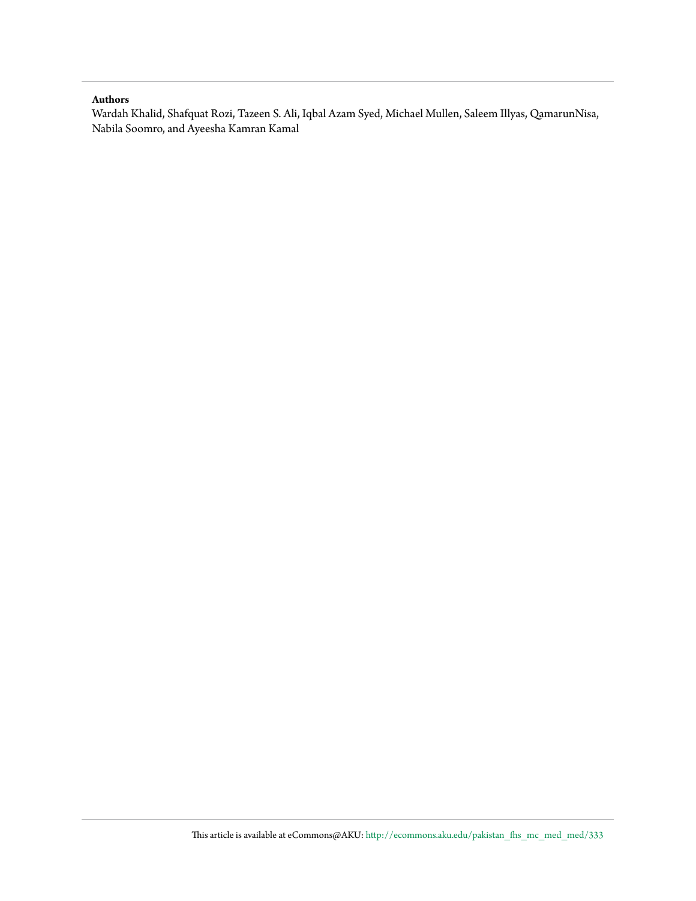**Authors**

Wardah Khalid, Shafquat Rozi, Tazeen S. Ali, Iqbal Azam Syed, Michael Mullen, Saleem Illyas, QamarunNisa, Nabila Soomro, and Ayeesha Kamran Kamal

This article is available at eCommons@AKU: http://ecommons.aku.edu/pakistan_fhs_mc_med_med/333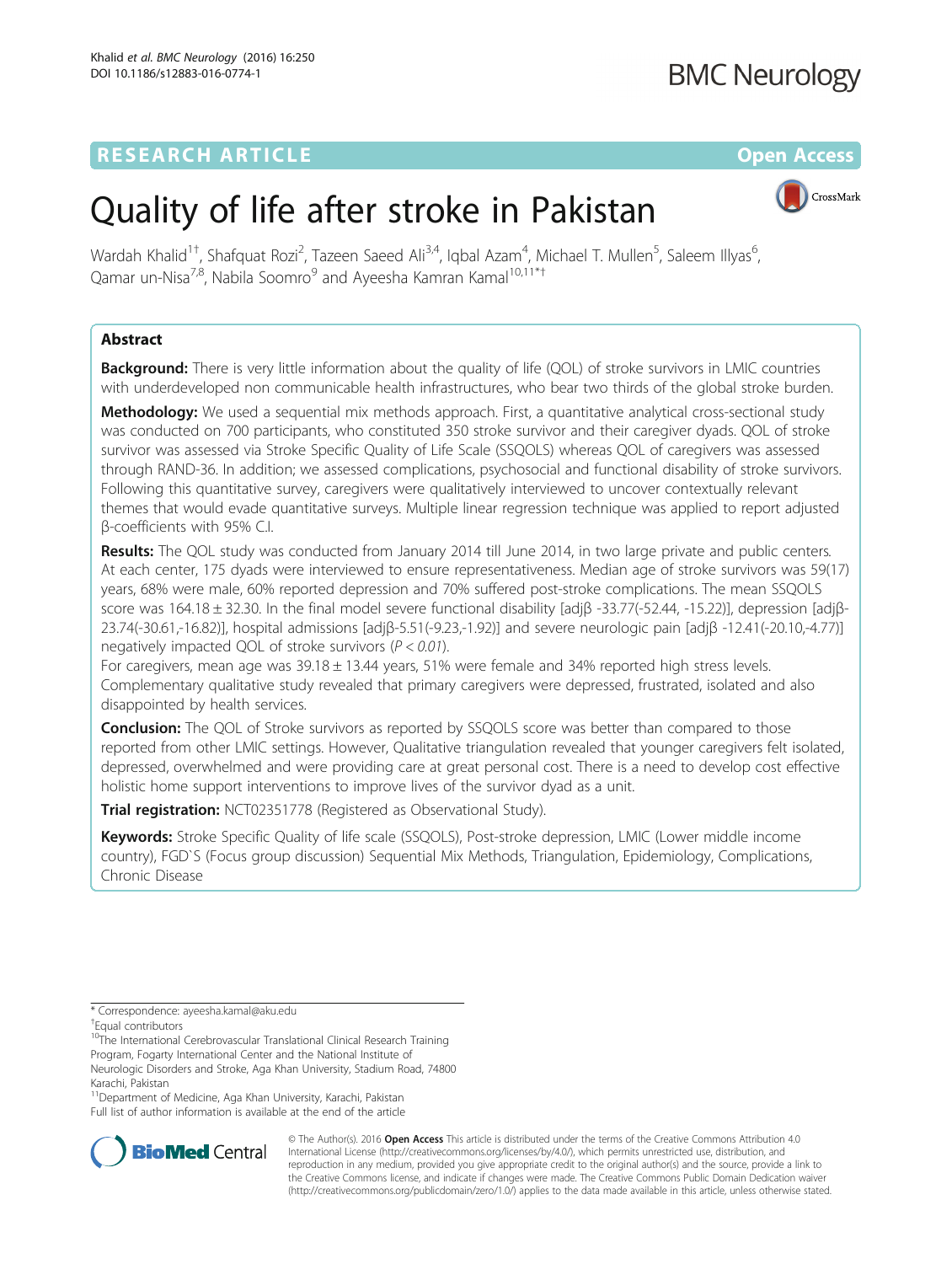# Quality of life after stroke in Pakistan

Wardah Khalid[1†], Shafquat Rozi[2], Tazeen Saeed Ali[3,4], Iqbal Azam[4], Michael T. Mullen[5], Saleem Illyas[6], Qamar un-Nisa[7,8], Nabila Soomro[9] and Ayeesha Kamran Kamal[10,11*†]

## Abstract

**Background:** There is very little information about the quality of life (QOL) of stroke survivors in LMIC countries with underdeveloped non communicable health infrastructures, who bear two thirds of the global stroke burden.

**Methodology:** We used a sequential mix methods approach. First, a quantitative analytical cross-sectional study was conducted on 700 participants, who constituted 350 stroke survivor and their caregiver dyads. QOL of stroke survivor was assessed via Stroke Specific Quality of Life Scale (SSQOLS) whereas QOL of caregivers was assessed through RAND-36. In addition; we assessed complications, psychosocial and functional disability of stroke survivors. Following this quantitative survey, caregivers were qualitatively interviewed to uncover contextually relevant themes that would evade quantitative surveys. Multiple linear regression technique was applied to report adjusted β-coefficients with 95% C.I.

**Results:** The QOL study was conducted from January 2014 till June 2014, in two large private and public centers. At each center, 175 dyads were interviewed to ensure representativeness. Median age of stroke survivors was 59(17) years, 68% were male, 60% reported depression and 70% suffered post-stroke complications. The mean SSQOLS score was 164.18 ± 32.30. In the final model severe functional disability [adjβ -33.77(-52.44, -15.22)], depression [adjβ-23.74(-30.61,-16.82)], hospital admissions [adjβ-5.51(-9.23,-1.92)] and severe neurologic pain [adjβ -12.41(-20.10,-4.77)] negatively impacted QOL of stroke survivors ($P < 0.01$).

For caregivers, mean age was 39.18 ± 13.44 years, 51% were female and 34% reported high stress levels. Complementary qualitative study revealed that primary caregivers were depressed, frustrated, isolated and also disappointed by health services.

**Conclusion:** The QOL of Stroke survivors as reported by SSQOLS score was better than compared to those reported from other LMIC settings. However, Qualitative triangulation revealed that younger caregivers felt isolated, depressed, overwhelmed and were providing care at great personal cost. There is a need to develop cost effective holistic home support interventions to improve lives of the survivor dyad as a unit.

**Trial registration:** NCT02351778 (Registered as Observational Study).

**Keywords:** Stroke Specific Quality of life scale (SSQOLS), Post-stroke depression, LMIC (Lower middle income country), FGD`S (Focus group discussion) Sequential Mix Methods, Triangulation, Epidemiology, Complications, Chronic Disease

\* Correspondence: ayeesha.kamal@aku.edu

†Equal contributors

[10]The International Cerebrovascular Translational Clinical Research Training Program, Fogarty International Center and the National Institute of Neurologic Disorders and Stroke, Aga Khan University, Stadium Road, 74800 Karachi, Pakistan

[11]Department of Medicine, Aga Khan University, Karachi, Pakistan

Full list of author information is available at the end of the article

© The Author(s). 2016 **Open Access** This article is distributed under the terms of the Creative Commons Attribution 4.0 International License (http://creativecommons.org/licenses/by/4.0/), which permits unrestricted use, distribution, and reproduction in any medium, provided you give appropriate credit to the original author(s) and the source, provide a link to the Creative Commons license, and indicate if changes were made. The Creative Commons Public Domain Dedication waiver (http://creativecommons.org/publicdomain/zero/1.0/) applies to the data made available in this article, unless otherwise stated.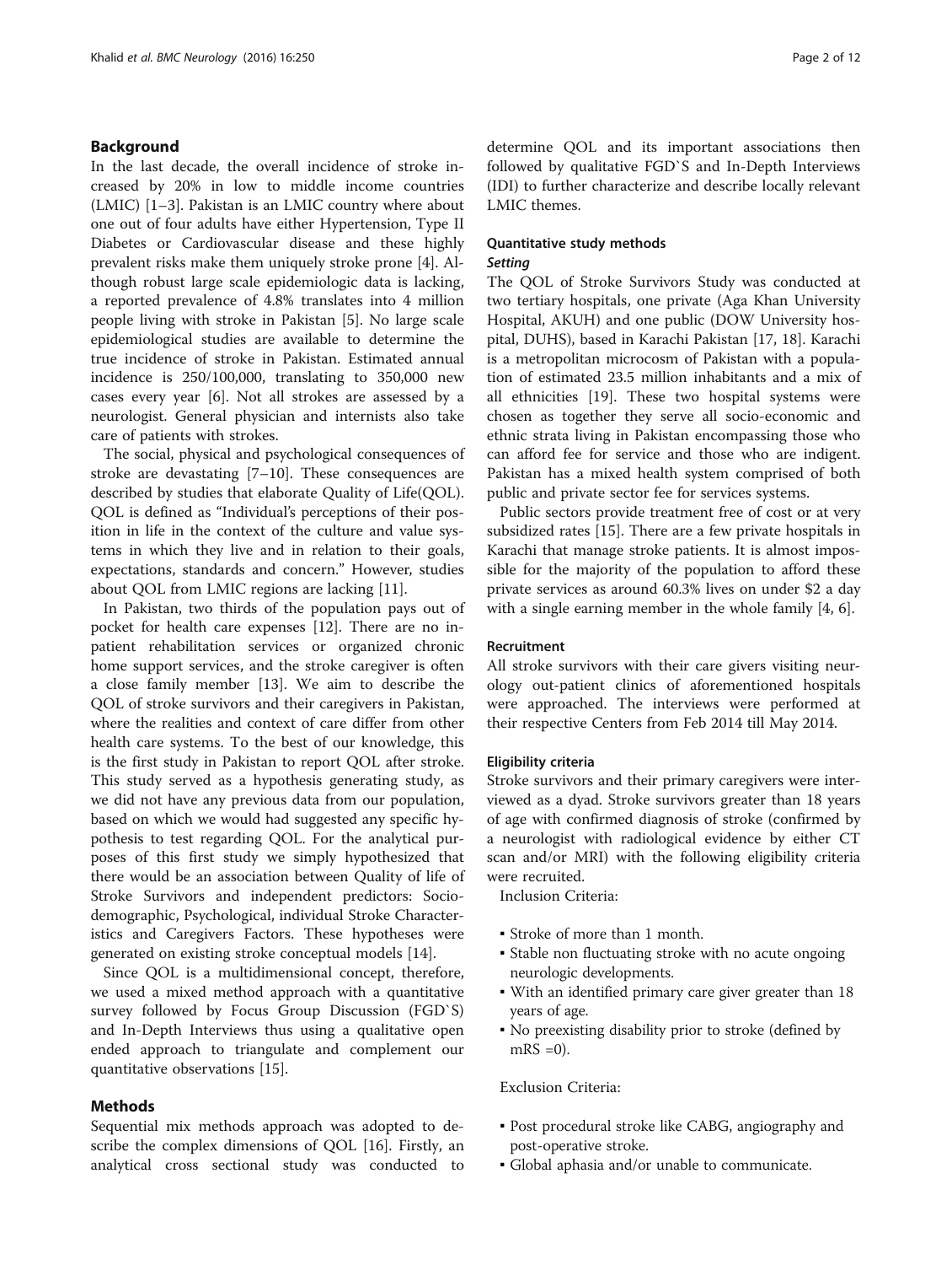## Background

In the last decade, the overall incidence of stroke increased by 20% in low to middle income countries (LMIC) [1–3]. Pakistan is an LMIC country where about one out of four adults have either Hypertension, Type II Diabetes or Cardiovascular disease and these highly prevalent risks make them uniquely stroke prone [4]. Although robust large scale epidemiologic data is lacking, a reported prevalence of 4.8% translates into 4 million people living with stroke in Pakistan [5]. No large scale epidemiological studies are available to determine the true incidence of stroke in Pakistan. Estimated annual incidence is 250/100,000, translating to 350,000 new cases every year [6]. Not all strokes are assessed by a neurologist. General physician and internists also take care of patients with strokes.

The social, physical and psychological consequences of stroke are devastating [7–10]. These consequences are described by studies that elaborate Quality of Life(QOL). QOL is defined as "Individual's perceptions of their position in life in the context of the culture and value systems in which they live and in relation to their goals, expectations, standards and concern." However, studies about QOL from LMIC regions are lacking [11].

In Pakistan, two thirds of the population pays out of pocket for health care expenses [12]. There are no inpatient rehabilitation services or organized chronic home support services, and the stroke caregiver is often a close family member [13]. We aim to describe the QOL of stroke survivors and their caregivers in Pakistan, where the realities and context of care differ from other health care systems. To the best of our knowledge, this is the first study in Pakistan to report QOL after stroke. This study served as a hypothesis generating study, as we did not have any previous data from our population, based on which we would had suggested any specific hypothesis to test regarding QOL. For the analytical purposes of this first study we simply hypothesized that there would be an association between Quality of life of Stroke Survivors and independent predictors: Sociodemographic, Psychological, individual Stroke Characteristics and Caregivers Factors. These hypotheses were generated on existing stroke conceptual models [14].

Since QOL is a multidimensional concept, therefore, we used a mixed method approach with a quantitative survey followed by Focus Group Discussion (FGD`S) and In-Depth Interviews thus using a qualitative open ended approach to triangulate and complement our quantitative observations [15].

## Methods

Sequential mix methods approach was adopted to describe the complex dimensions of QOL [16]. Firstly, an analytical cross sectional study was conducted to determine QOL and its important associations then followed by qualitative FGD`S and In-Depth Interviews (IDI) to further characterize and describe locally relevant LMIC themes.

### Quantitative study methods

#### *Setting*

The QOL of Stroke Survivors Study was conducted at two tertiary hospitals, one private (Aga Khan University Hospital, AKUH) and one public (DOW University hospital, DUHS), based in Karachi Pakistan [17, 18]. Karachi is a metropolitan microcosm of Pakistan with a population of estimated 23.5 million inhabitants and a mix of all ethnicities [19]. These two hospital systems were chosen as together they serve all socio-economic and ethnic strata living in Pakistan encompassing those who can afford fee for service and those who are indigent. Pakistan has a mixed health system comprised of both public and private sector fee for services systems.

Public sectors provide treatment free of cost or at very subsidized rates [15]. There are a few private hospitals in Karachi that manage stroke patients. It is almost impossible for the majority of the population to afford these private services as around 60.3% lives on under $2 a day with a single earning member in the whole family [4, 6].

#### Recruitment

All stroke survivors with their care givers visiting neurology out-patient clinics of aforementioned hospitals were approached. The interviews were performed at their respective Centers from Feb 2014 till May 2014.

#### Eligibility criteria

Stroke survivors and their primary caregivers were interviewed as a dyad. Stroke survivors greater than 18 years of age with confirmed diagnosis of stroke (confirmed by a neurologist with radiological evidence by either CT scan and/or MRI) with the following eligibility criteria were recruited.

Inclusion Criteria:

- Stroke of more than 1 month.
- Stable non fluctuating stroke with no acute ongoing neurologic developments.
- With an identified primary care giver greater than 18 years of age.
- No preexisting disability prior to stroke (defined by mRS =0).

Exclusion Criteria:

- Post procedural stroke like CABG, angiography and post-operative stroke.
- Global aphasia and/or unable to communicate.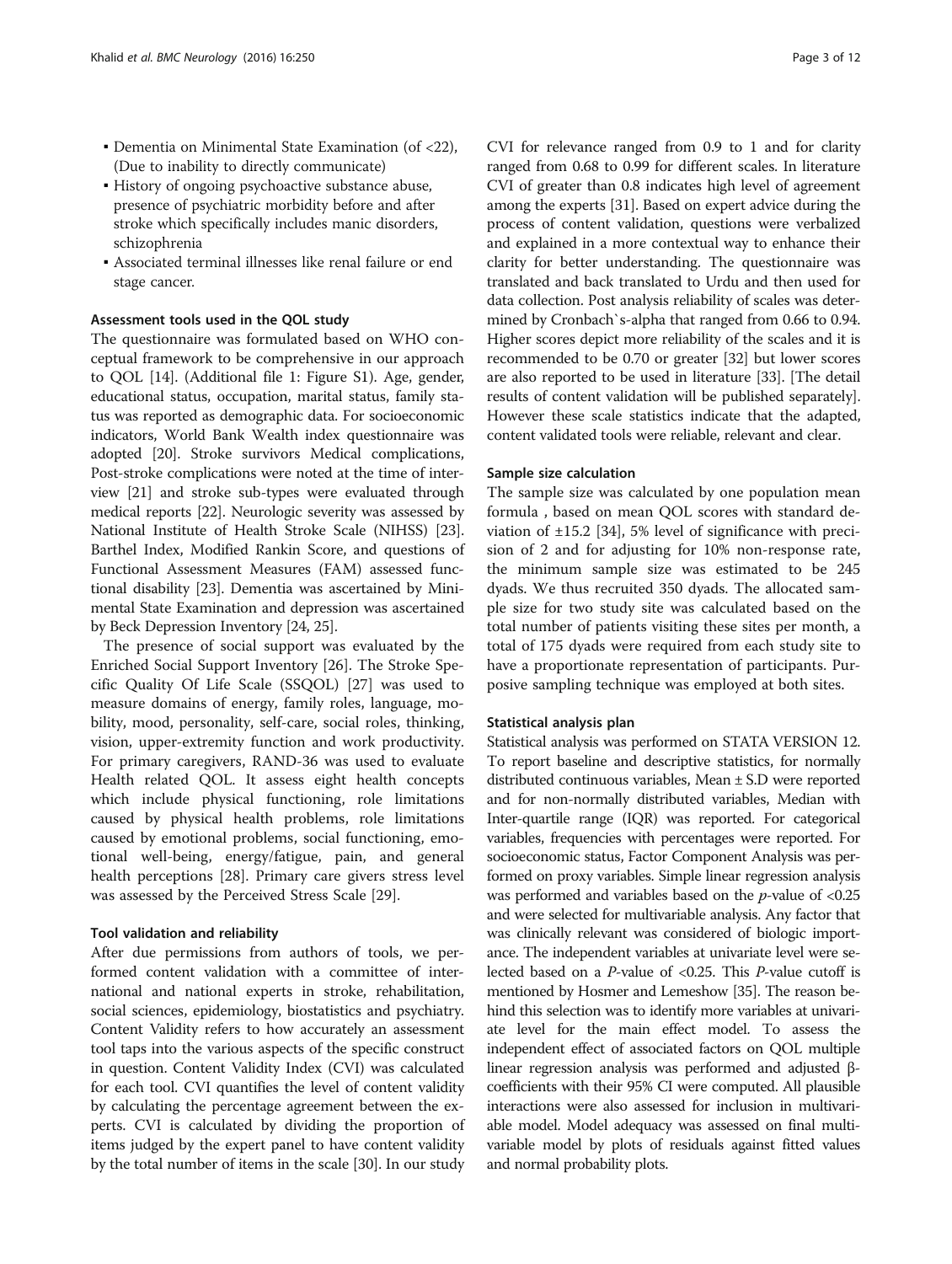- Dementia on Minimental State Examination (of <22), (Due to inability to directly communicate)
- History of ongoing psychoactive substance abuse, presence of psychiatric morbidity before and after stroke which specifically includes manic disorders, schizophrenia
- Associated terminal illnesses like renal failure or end stage cancer.

### Assessment tools used in the QOL study

The questionnaire was formulated based on WHO conceptual framework to be comprehensive in our approach to QOL [14]. (Additional file 1: Figure S1). Age, gender, educational status, occupation, marital status, family status was reported as demographic data. For socioeconomic indicators, World Bank Wealth index questionnaire was adopted [20]. Stroke survivors Medical complications, Post-stroke complications were noted at the time of interview [21] and stroke sub-types were evaluated through medical reports [22]. Neurologic severity was assessed by National Institute of Health Stroke Scale (NIHSS) [23]. Barthel Index, Modified Rankin Score, and questions of Functional Assessment Measures (FAM) assessed functional disability [23]. Dementia was ascertained by Minimental State Examination and depression was ascertained by Beck Depression Inventory [24, 25].

The presence of social support was evaluated by the Enriched Social Support Inventory [26]. The Stroke Specific Quality Of Life Scale (SSQOL) [27] was used to measure domains of energy, family roles, language, mobility, mood, personality, self-care, social roles, thinking, vision, upper-extremity function and work productivity. For primary caregivers, RAND-36 was used to evaluate Health related QOL. It assess eight health concepts which include physical functioning, role limitations caused by physical health problems, role limitations caused by emotional problems, social functioning, emotional well-being, energy/fatigue, pain, and general health perceptions [28]. Primary care givers stress level was assessed by the Perceived Stress Scale [29].

### Tool validation and reliability

After due permissions from authors of tools, we performed content validation with a committee of international and national experts in stroke, rehabilitation, social sciences, epidemiology, biostatistics and psychiatry. Content Validity refers to how accurately an assessment tool taps into the various aspects of the specific construct in question. Content Validity Index (CVI) was calculated for each tool. CVI quantifies the level of content validity by calculating the percentage agreement between the experts. CVI is calculated by dividing the proportion of items judged by the expert panel to have content validity by the total number of items in the scale [30]. In our study CVI for relevance ranged from 0.9 to 1 and for clarity ranged from 0.68 to 0.99 for different scales. In literature CVI of greater than 0.8 indicates high level of agreement among the experts [31]. Based on expert advice during the process of content validation, questions were verbalized and explained in a more contextual way to enhance their clarity for better understanding. The questionnaire was translated and back translated to Urdu and then used for data collection. Post analysis reliability of scales was determined by Cronbach`s-alpha that ranged from 0.66 to 0.94. Higher scores depict more reliability of the scales and it is recommended to be 0.70 or greater [32] but lower scores are also reported to be used in literature [33]. [The detail results of content validation will be published separately]. However these scale statistics indicate that the adapted, content validated tools were reliable, relevant and clear.

### Sample size calculation

The sample size was calculated by one population mean formula , based on mean QOL scores with standard deviation of ±15.2 [34], 5% level of significance with precision of 2 and for adjusting for 10% non-response rate, the minimum sample size was estimated to be 245 dyads. We thus recruited 350 dyads. The allocated sample size for two study site was calculated based on the total number of patients visiting these sites per month, a total of 175 dyads were required from each study site to have a proportionate representation of participants. Purposive sampling technique was employed at both sites.

### Statistical analysis plan

Statistical analysis was performed on STATA VERSION 12. To report baseline and descriptive statistics, for normally distributed continuous variables, Mean ± S.D were reported and for non-normally distributed variables, Median with Inter-quartile range (IQR) was reported. For categorical variables, frequencies with percentages were reported. For socioeconomic status, Factor Component Analysis was performed on proxy variables. Simple linear regression analysis was performed and variables based on the $p$-value of $<0.25$ and were selected for multivariable analysis. Any factor that was clinically relevant was considered of biologic importance. The independent variables at univariate level were selected based on a $P$-value of $<0.25$. This $P$-value cutoff is mentioned by Hosmer and Lemeshow [35]. The reason behind this selection was to identify more variables at univariate level for the main effect model. To assess the independent effect of associated factors on QOL multiple linear regression analysis was performed and adjusted $\beta$-coefficients with their 95% CI were computed. All plausible interactions were also assessed for inclusion in multivariable model. Model adequacy was assessed on final multivariable model by plots of residuals against fitted values and normal probability plots.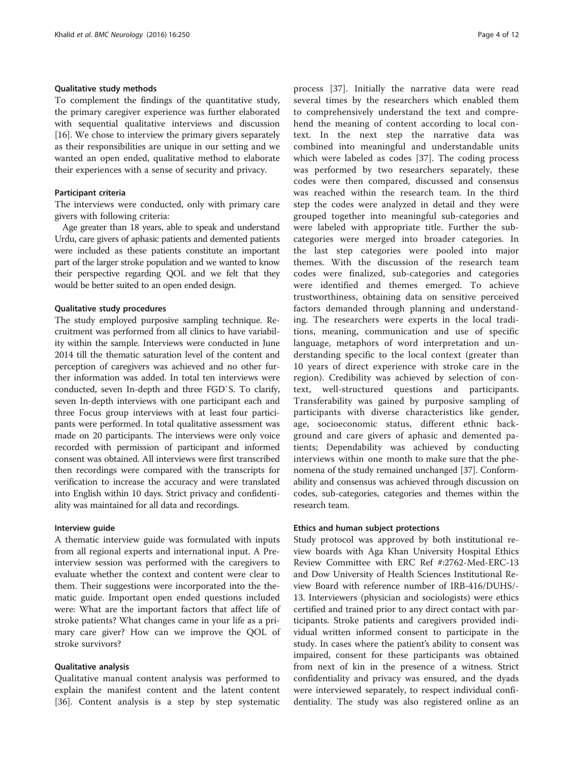#### Qualitative study methods

To complement the findings of the quantitative study, the primary caregiver experience was further elaborated with sequential qualitative interviews and discussion [16]. We chose to interview the primary givers separately as their responsibilities are unique in our setting and we wanted an open ended, qualitative method to elaborate their experiences with a sense of security and privacy.

#### Participant criteria

The interviews were conducted, only with primary care givers with following criteria:

Age greater than 18 years, able to speak and understand Urdu, care givers of aphasic patients and demented patients were included as these patients constitute an important part of the larger stroke population and we wanted to know their perspective regarding QOL and we felt that they would be better suited to an open ended design.

#### Qualitative study procedures

The study employed purposive sampling technique. Recruitment was performed from all clinics to have variability within the sample. Interviews were conducted in June 2014 till the thematic saturation level of the content and perception of caregivers was achieved and no other further information was added. In total ten interviews were conducted, seven In-depth and three FGD`S. To clarify, seven In-depth interviews with one participant each and three Focus group interviews with at least four participants were performed. In total qualitative assessment was made on 20 participants. The interviews were only voice recorded with permission of participant and informed consent was obtained. All interviews were first transcribed then recordings were compared with the transcripts for verification to increase the accuracy and were translated into English within 10 days. Strict privacy and confidentiality was maintained for all data and recordings.

#### Interview guide

A thematic interview guide was formulated with inputs from all regional experts and international input. A Pre-interview session was performed with the caregivers to evaluate whether the context and content were clear to them. Their suggestions were incorporated into the thematic guide. Important open ended questions included were: What are the important factors that affect life of stroke patients? What changes came in your life as a primary care giver? How can we improve the QOL of stroke survivors?

#### Qualitative analysis

Qualitative manual content analysis was performed to explain the manifest content and the latent content [36]. Content analysis is a step by step systematic process [37]. Initially the narrative data were read several times by the researchers which enabled them to comprehensively understand the text and comprehend the meaning of content according to local context. In the next step the narrative data was combined into meaningful and understandable units which were labeled as codes [37]. The coding process was performed by two researchers separately, these codes were then compared, discussed and consensus was reached within the research team. In the third step the codes were analyzed in detail and they were grouped together into meaningful sub-categories and were labeled with appropriate title. Further the sub-categories were merged into broader categories. In the last step categories were pooled into major themes. With the discussion of the research team codes were finalized, sub-categories and categories were identified and themes emerged. To achieve trustworthiness, obtaining data on sensitive perceived factors demanded through planning and understanding. The researchers were experts in the local traditions, meaning, communication and use of specific language, metaphors of word interpretation and understanding specific to the local context (greater than 10 years of direct experience with stroke care in the region). Credibility was achieved by selection of context, well-structured questions and participants. Transferability was gained by purposive sampling of participants with diverse characteristics like gender, age, socioeconomic status, different ethnic background and care givers of aphasic and demented patients; Dependability was achieved by conducting interviews within one month to make sure that the phenomena of the study remained unchanged [37]. Conformability and consensus was achieved through discussion on codes, sub-categories, categories and themes within the research team.

#### Ethics and human subject protections

Study protocol was approved by both institutional review boards with Aga Khan University Hospital Ethics Review Committee with ERC Ref #:2762-Med-ERC-13 and Dow University of Health Sciences Institutional Review Board with reference number of IRB-416/DUHS/-13. Interviewers (physician and sociologists) were ethics certified and trained prior to any direct contact with participants. Stroke patients and caregivers provided individual written informed consent to participate in the study. In cases where the patient's ability to consent was impaired, consent for these participants was obtained from next of kin in the presence of a witness. Strict confidentiality and privacy was ensured, and the dyads were interviewed separately, to respect individual confidentiality. The study was also registered online as an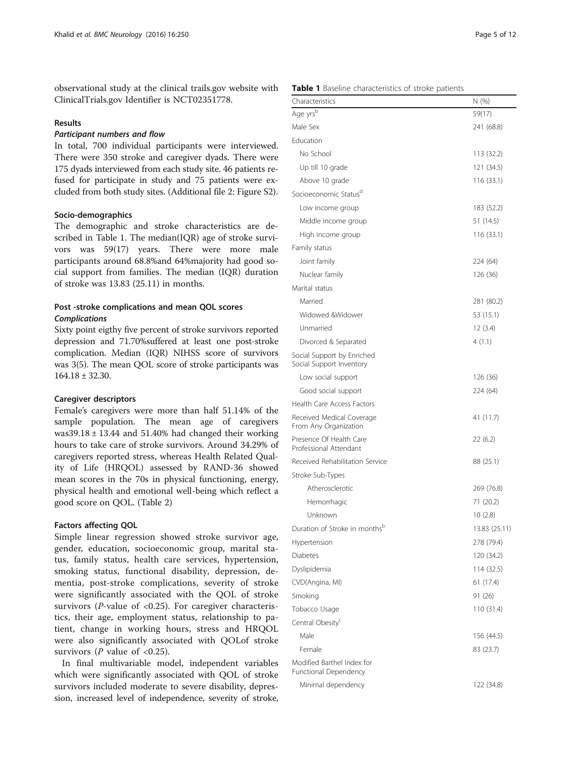observational study at the clinical trails.gov website with ClinicalTrials.gov Identifier is NCT02351778.

## Results

### Participant numbers and flow

In total, 700 individual participants were interviewed. There were 350 stroke and caregiver dyads. There were 175 dyads interviewed from each study site. 46 patients refused for participate in study and 75 patients were excluded from both study sites. (Additional file 2: Figure S2).

### Socio-demographics

The demographic and stroke characteristics are described in Table 1. The median(IQR) age of stroke survivors was 59(17) years. There were more male participants around 68.8%and 64%majority had good social support from families. The median (IQR) duration of stroke was 13.83 (25.11) in months.

### Post -stroke complications and mean QOL scores

#### Complications

Sixty point eigthy five percent of stroke survivors reported depression and 71.70%suffered at least one post-stroke complication. Median (IQR) NIHSS score of survivors was 3(5). The mean QOL score of stroke participants was 164.18 ± 32.30.

### Caregiver descriptors

Female's caregivers were more than half 51.14% of the sample population. The mean age of caregivers was39.18 ± 13.44 and 51.40% had changed their working hours to take care of stroke survivors. Around 34.29% of caregivers reported stress, whereas Health Related Quality of Life (HRQOL) assessed by RAND-36 showed mean scores in the 70s in physical functioning, energy, physical health and emotional well-being which reflect a good score on QOL. (Table 2)

### Factors affecting QOL

Simple linear regression showed stroke survivor age, gender, education, socioeconomic group, marital status, family status, health care services, hypertension, smoking status, functional disability, depression, dementia, post-stroke complications, severity of stroke were significantly associated with the QOL of stroke survivors (*P*-value of <0.25). For caregiver characteristics, their age, employment status, relationship to patient, change in working hours, stress and HRQOL were also significantly associated with QOLof stroke survivors (*P* value of <0.25).

In final multivariable model, independent variables which were significantly associated with QOL of stroke survivors included moderate to severe disability, depression, increased level of independence, severity of stroke,

**Table 1** Baseline characteristics of stroke patients

| Characteristics | N (%) |
|---|---|
| Age yrs[b] | 59(17) |
| Male Sex | 241 (68.8) |
| Education | |
| No School | 113 (32.2) |
| Up till 10 grade | 121 (34.5) |
| Above 10 grade | 116 (33.1) |
| Socioeconomic Status[d] | |
| Low income group | 183 (52.2) |
| Middle income group | 51 (14.5) |
| High income group | 116 (33.1) |
| Family status | |
| Joint family | 224 (64) |
| Nuclear family | 126 (36) |
| Marital status | |
| Married | 281 (80.2) |
| Widowed &Widower | 53 (15.1) |
| Unmarried | 12 (3.4) |
| Divorced & Separated | 4 (1.1) |
| Social Support by Enriched Social Support Inventory | |
| Low social support | 126 (36) |
| Good social support | 224 (64) |
| Health Care Access Factors | |
| Received Medical Coverage From Any Organization | 41 (11.7) |
| Presence Of Health Care Professional Attendant | 22 (6.2) |
| Received Rehabilitation Service | 88 (25.1) |
| Stroke Sub-Types | |
| Atherosclerotic | 269 (76.8) |
| Hemorrhagic | 71 (20.2) |
| Unknown | 10 (2.8) |
| Duration of Stroke in months[b] | 13.83 (25.11) |
| Hypertension | 278 (79.4) |
| Diabetes | 120 (34.2) |
| Dyslipidemia | 114 (32.5) |
| CVD(Angina, MI) | 61 (17.4) |
| Smoking | 91 (26) |
| Tobacco Usage | 110 (31.4) |
| Central Obesity[c] | |
| Male | 156 (44.5) |
| Female | 83 (23.7) |
| Modified Barthel Index for Functional Dependency | |
| Minimal dependency | 122 (34.8) |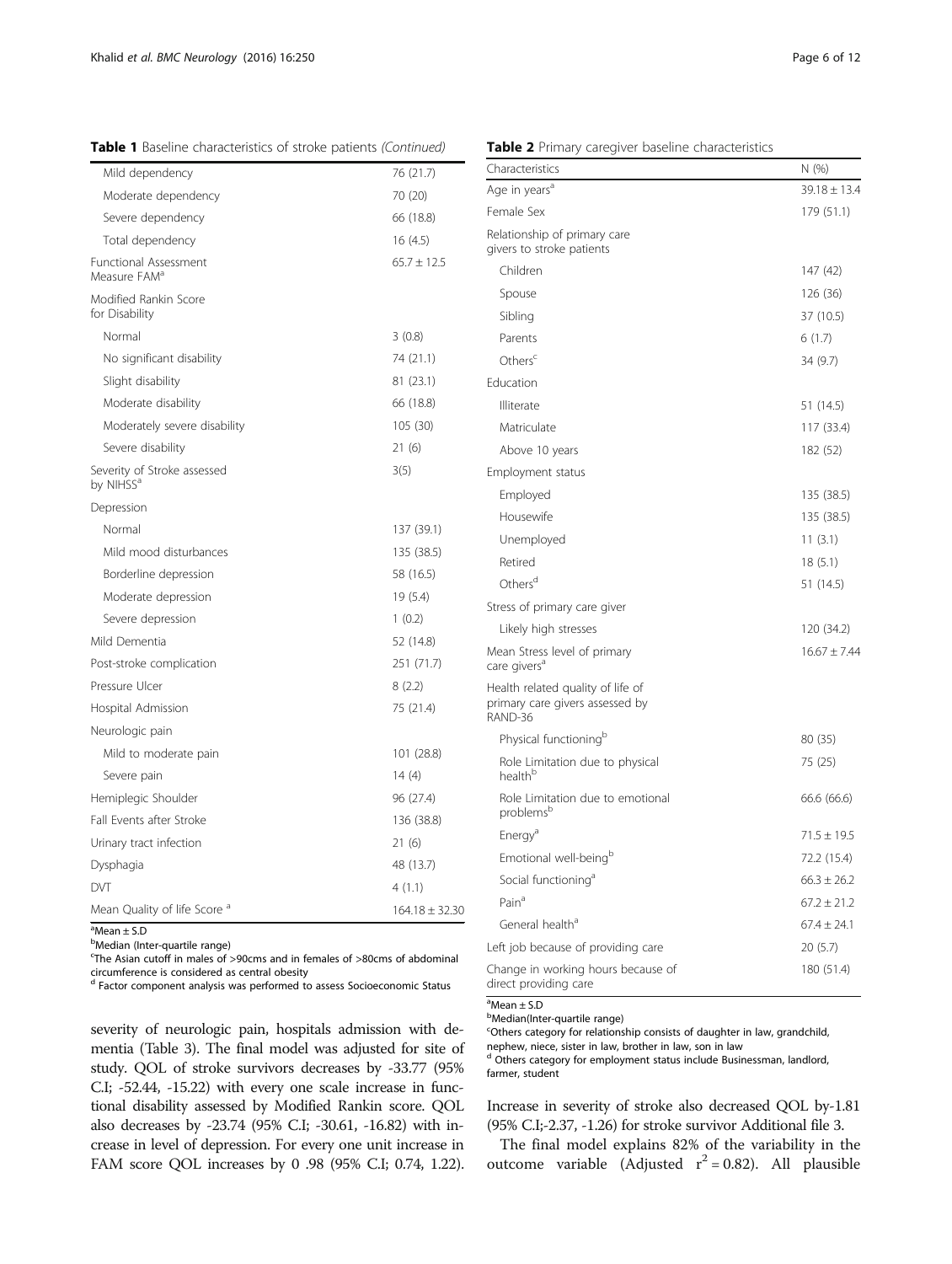**Table 1** Baseline characteristics of stroke patients *(Continued)*

| | |
|---|---|
| Mild dependency | 76 (21.7) |
| Moderate dependency | 70 (20) |
| Severe dependency | 66 (18.8) |
| Total dependency | 16 (4.5) |
| Functional Assessment Measure FAM[a] | 65.7 ± 12.5 |
| Modified Rankin Score for Disability | |
| Normal | 3 (0.8) |
| No significant disability | 74 (21.1) |
| Slight disability | 81 (23.1) |
| Moderate disability | 66 (18.8) |
| Moderately severe disability | 105 (30) |
| Severe disability | 21 (6) |
| Severity of Stroke assessed by NIHSS[a] | 3(5) |
| Depression | |
| Normal | 137 (39.1) |
| Mild mood disturbances | 135 (38.5) |
| Borderline depression | 58 (16.5) |
| Moderate depression | 19 (5.4) |
| Severe depression | 1 (0.2) |
| Mild Dementia | 52 (14.8) |
| Post-stroke complication | 251 (71.7) |
| Pressure Ulcer | 8 (2.2) |
| Hospital Admission | 75 (21.4) |
| Neurologic pain | |
| Mild to moderate pain | 101 (28.8) |
| Severe pain | 14 (4) |
| Hemiplegic Shoulder | 96 (27.4) |
| Fall Events after Stroke | 136 (38.8) |
| Urinary tract infection | 21 (6) |
| Dysphagia | 48 (13.7) |
| DVT | 4 (1.1) |
| Mean Quality of life Score [a] | 164.18 ± 32.30 |

[a]Mean ± S.D
[b]Median (Inter-quartile range)
[c]The Asian cutoff in males of >90cms and in females of >80cms of abdominal circumference is considered as central obesity
[d] Factor component analysis was performed to assess Socioeconomic Status

severity of neurologic pain, hospitals admission with dementia (Table 3). The final model was adjusted for site of study. QOL of stroke survivors decreases by -33.77 (95% C.I; -52.44, -15.22) with every one scale increase in functional disability assessed by Modified Rankin score. QOL also decreases by -23.74 (95% C.I; -30.61, -16.82) with increase in level of depression. For every one unit increase in FAM score QOL increases by 0 .98 (95% C.I; 0.74, 1.22). Increase in severity of stroke also decreased QOL by-1.81 (95% C.I;-2.37, -1.26) for stroke survivor Additional file 3.

The final model explains 82% of the variability in the outcome variable (Adjusted $r^2 = 0.82$). All plausible

**Table 2** Primary caregiver baseline characteristics

| Characteristics | N (%) |
|---|---|
| Age in years[a] | 39.18 ± 13.4 |
| Female Sex | 179 (51.1) |
| Relationship of primary care givers to stroke patients | |
| Children | 147 (42) |
| Spouse | 126 (36) |
| Sibling | 37 (10.5) |
| Parents | 6 (1.7) |
| Others[c] | 34 (9.7) |
| Education | |
| Illiterate | 51 (14.5) |
| Matriculate | 117 (33.4) |
| Above 10 years | 182 (52) |
| Employment status | |
| Employed | 135 (38.5) |
| Housewife | 135 (38.5) |
| Unemployed | 11 (3.1) |
| Retired | 18 (5.1) |
| Others[d] | 51 (14.5) |
| Stress of primary care giver | |
| Likely high stresses | 120 (34.2) |
| Mean Stress level of primary care givers[a] | 16.67 ± 7.44 |
| Health related quality of life of primary care givers assessed by RAND-36 | |
| Physical functioning[b] | 80 (35) |
| Role Limitation due to physical health[b] | 75 (25) |
| Role Limitation due to emotional problems[b] | 66.6 (66.6) |
| Energy[a] | 71.5 ± 19.5 |
| Emotional well-being[b] | 72.2 (15.4) |
| Social functioning[a] | 66.3 ± 26.2 |
| Pain[a] | 67.2 ± 21.2 |
| General health[a] | 67.4 ± 24.1 |
| Left job because of providing care | 20 (5.7) |
| Change in working hours because of direct providing care | 180 (51.4) |

[a]Mean ± S.D
[b]Median(Inter-quartile range)
[c]Others category for relationship consists of daughter in law, grandchild, nephew, niece, sister in law, brother in law, son in law
[d] Others category for employment status include Businessman, landlord, farmer, student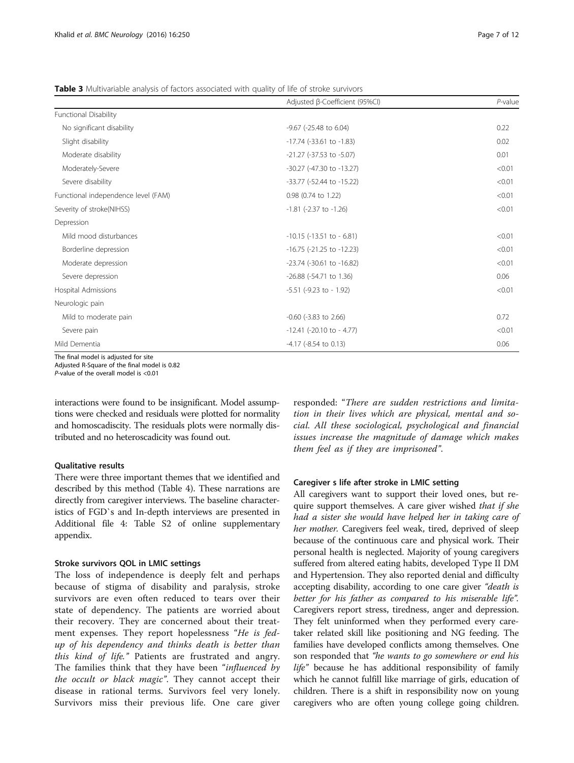**Table 3** Multivariable analysis of factors associated with quality of life of stroke survivors

| | Adjusted β-Coefficient (95%CI) | *P*-value |
|---|---|---|
| Functional Disability | | |
| No significant disability | -9.67 (-25.48 to 6.04) | 0.22 |
| Slight disability | -17.74 (-33.61 to -1.83) | 0.02 |
| Moderate disability | -21.27 (-37.53 to -5.07) | 0.01 |
| Moderately-Severe | -30.27 (-47.30 to -13.27) | <0.01 |
| Severe disability | -33.77 (-52.44 to -15.22) | <0.01 |
| Functional independence level (FAM) | 0.98 (0.74 to 1.22) | <0.01 |
| Severity of stroke(NIHSS) | -1.81 (-2.37 to -1.26) | <0.01 |
| Depression | | |
| Mild mood disturbances | -10.15 (-13.51 to - 6.81) | <0.01 |
| Borderline depression | -16.75 (-21.25 to -12.23) | <0.01 |
| Moderate depression | -23.74 (-30.61 to -16.82) | <0.01 |
| Severe depression | -26.88 (-54.71 to 1.36) | 0.06 |
| Hospital Admissions | -5.51 (-9.23 to - 1.92) | <0.01 |
| Neurologic pain | | |
| Mild to moderate pain | -0.60 (-3.83 to 2.66) | 0.72 |
| Severe pain | -12.41 (-20.10 to - 4.77) | <0.01 |
| Mild Dementia | -4.17 (-8.54 to 0.13) | 0.06 |

The final model is adjusted for site
Adjusted R-Square of the final model is 0.82
*P*-value of the overall model is <0.01

interactions were found to be insignificant. Model assumptions were checked and residuals were plotted for normality and homoscadiscity. The residuals plots were normally distributed and no heteroscadicity was found out.

### Qualitative results

There were three important themes that we identified and described by this method (Table 4). These narrations are directly from caregiver interviews. The baseline characteristics of FGD`s and In-depth interviews are presented in Additional file 4: Table S2 of online supplementary appendix.

### Stroke survivors QOL in LMIC settings

The loss of independence is deeply felt and perhaps because of stigma of disability and paralysis, stroke survivors are even often reduced to tears over their state of dependency. The patients are worried about their recovery. They are concerned about their treatment expenses. They report hopelessness "*He is fed-up of his dependency and thinks death is better than this kind of life.*" Patients are frustrated and angry. The families think that they have been "*influenced by the occult or black magic*". They cannot accept their disease in rational terms. Survivors feel very lonely. Survivors miss their previous life. One care giver responded: "*There are sudden restrictions and limitation in their lives which are physical, mental and social. All these sociological, psychological and financial issues increase the magnitude of damage which makes them feel as if they are imprisoned*".

### Caregiver s life after stroke in LMIC setting

All caregivers want to support their loved ones, but require support themselves. A care giver wished *that if she had a sister she would have helped her in taking care of her mother.* Caregivers feel weak, tired, deprived of sleep because of the continuous care and physical work. Their personal health is neglected. Majority of young caregivers suffered from altered eating habits, developed Type II DM and Hypertension. They also reported denial and difficulty accepting disability, according to one care giver *"death is better for his father as compared to his miserable life"*. Caregivers report stress, tiredness, anger and depression. They felt uninformed when they performed every caretaker related skill like positioning and NG feeding. The families have developed conflicts among themselves. One son responded that *"he wants to go somewhere or end his life"* because he has additional responsibility of family which he cannot fulfill like marriage of girls, education of children. There is a shift in responsibility now on young caregivers who are often young college going children.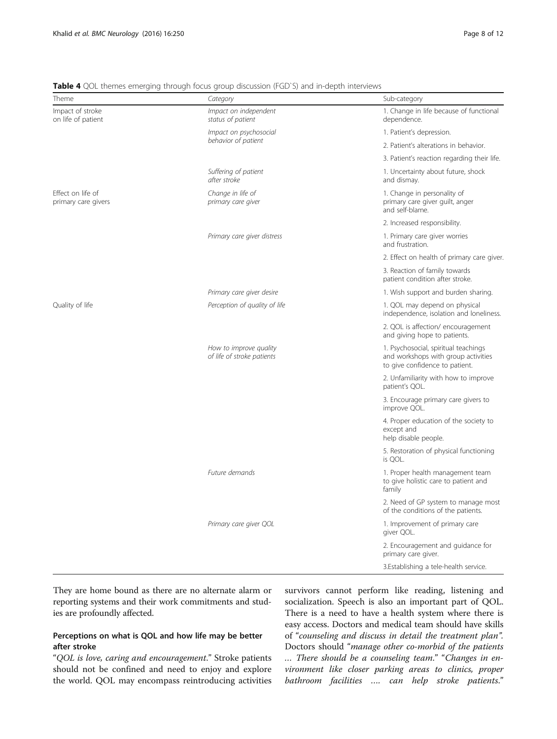**Table 4** QOL themes emerging through focus group discussion (FGD`S) and in-depth interviews

| Theme | Category | Sub-category |
| --- | --- | --- |
| Impact of stroke on life of patient | *Impact on independent status of patient* | 1. Change in life because of functional dependence. |
| | *Impact on psychosocial behavior of patient* | 1. Patient's depression. |
| | | 2. Patient's alterations in behavior. |
| | | 3. Patient's reaction regarding their life. |
| | *Suffering of patient after stroke* | 1. Uncertainty about future, shock and dismay. |
| Effect on life of primary care givers | *Change in life of primary care giver* | 1. Change in personality of primary care giver guilt, anger and self-blame. |
| | | 2. Increased responsibility. |
| | *Primary care giver distress* | 1. Primary care giver worries and frustration. |
| | | 2. Effect on health of primary care giver. |
| | | 3. Reaction of family towards patient condition after stroke. |
| | *Primary care giver desire* | 1. Wish support and burden sharing. |
| Quality of life | *Perception of quality of life* | 1. QOL may depend on physical independence, isolation and loneliness. |
| | | 2. QOL is affection/ encouragement and giving hope to patients. |
| | *How to improve quality of life of stroke patients* | 1. Psychosocial, spiritual teachings and workshops with group activities to give confidence to patient. |
| | | 2. Unfamiliarity with how to improve patient's QOL. |
| | | 3. Encourage primary care givers to improve QOL. |
| | | 4. Proper education of the society to except and help disable people. |
| | | 5. Restoration of physical functioning is QOL. |
| | *Future demands* | 1. Proper health management team to give holistic care to patient and family |
| | | 2. Need of GP system to manage most of the conditions of the patients. |
| | *Primary care giver QOL* | 1. Improvement of primary care giver QOL. |
| | | 2. Encouragement and guidance for primary care giver. |
| | | 3.Establishing a tele-health service. |

They are home bound as there are no alternate alarm or reporting systems and their work commitments and studies are profoundly affected.

### Perceptions on what is QOL and how life may be better after stroke

"*QOL is love, caring and encouragement*." Stroke patients should not be confined and need to enjoy and explore the world. QOL may encompass reintroducing activities survivors cannot perform like reading, listening and socialization. Speech is also an important part of QOL. There is a need to have a health system where there is easy access. Doctors and medical team should have skills of "*counseling and discuss in detail the treatment plan*". Doctors should "*manage other co-morbid of the patients … There should be a counseling team.*" "*Changes in environment like closer parking areas to clinics, proper bathroom facilities …. can help stroke patients.*"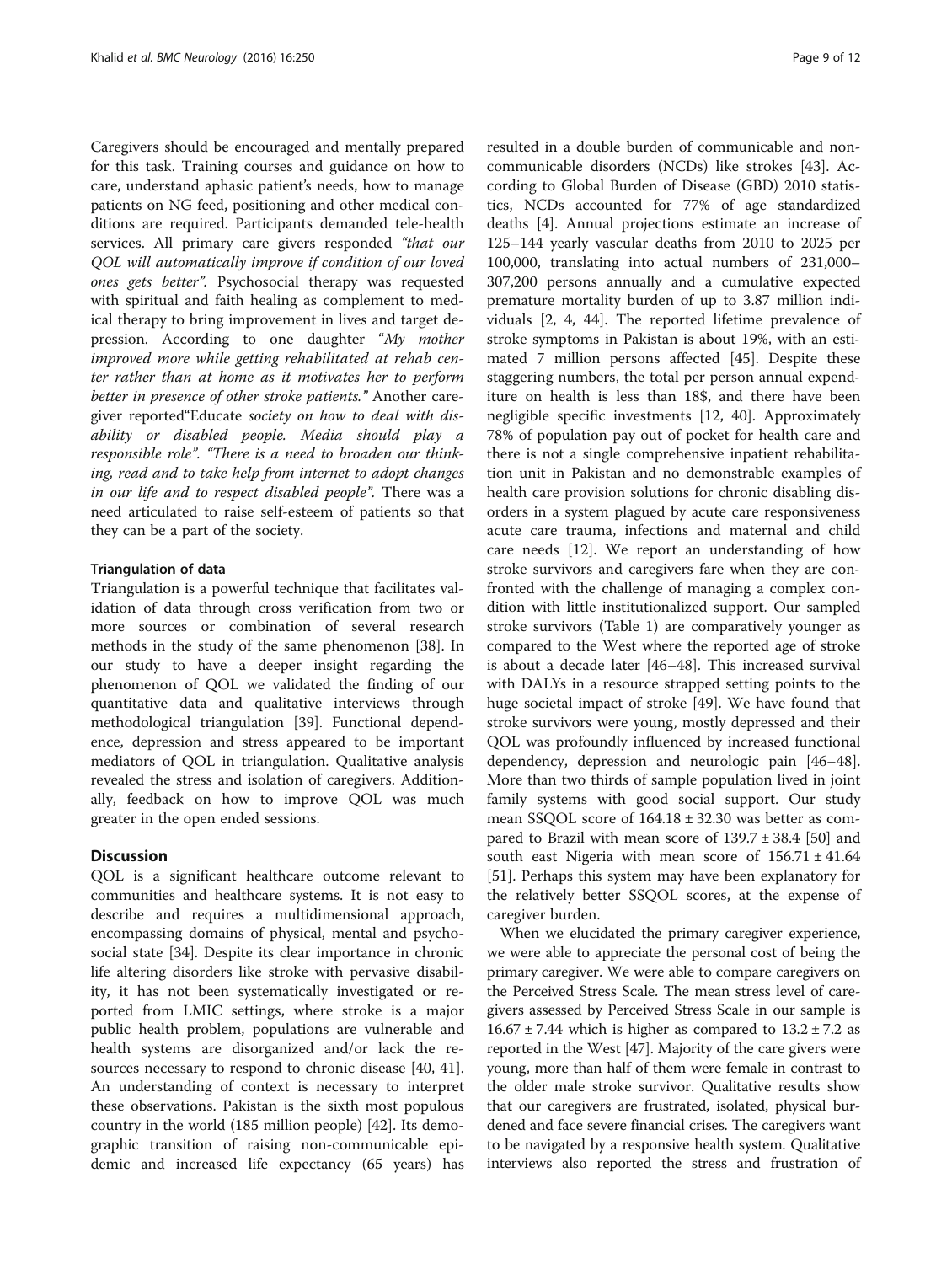Caregivers should be encouraged and mentally prepared for this task. Training courses and guidance on how to care, understand aphasic patient's needs, how to manage patients on NG feed, positioning and other medical conditions are required. Participants demanded tele-health services. All primary care givers responded *"that our QOL will automatically improve if condition of our loved ones gets better"*. Psychosocial therapy was requested with spiritual and faith healing as complement to medical therapy to bring improvement in lives and target depression. According to one daughter *"My mother improved more while getting rehabilitated at rehab center rather than at home as it motivates her to perform better in presence of other stroke patients."* Another caregiver reported"Educate *society on how to deal with disability or disabled people. Media should play a responsible role". "There is a need to broaden our thinking, read and to take help from internet to adopt changes in our life and to respect disabled people".* There was a need articulated to raise self-esteem of patients so that they can be a part of the society.

#### Triangulation of data

Triangulation is a powerful technique that facilitates validation of data through cross verification from two or more sources or combination of several research methods in the study of the same phenomenon [38]. In our study to have a deeper insight regarding the phenomenon of QOL we validated the finding of our quantitative data and qualitative interviews through methodological triangulation [39]. Functional dependence, depression and stress appeared to be important mediators of QOL in triangulation. Qualitative analysis revealed the stress and isolation of caregivers. Additionally, feedback on how to improve QOL was much greater in the open ended sessions.

## Discussion

QOL is a significant healthcare outcome relevant to communities and healthcare systems. It is not easy to describe and requires a multidimensional approach, encompassing domains of physical, mental and psychosocial state [34]. Despite its clear importance in chronic life altering disorders like stroke with pervasive disability, it has not been systematically investigated or reported from LMIC settings, where stroke is a major public health problem, populations are vulnerable and health systems are disorganized and/or lack the resources necessary to respond to chronic disease [40, 41]. An understanding of context is necessary to interpret these observations. Pakistan is the sixth most populous country in the world (185 million people) [42]. Its demographic transition of raising non-communicable epidemic and increased life expectancy (65 years) has resulted in a double burden of communicable and non-communicable disorders (NCDs) like strokes [43]. According to Global Burden of Disease (GBD) 2010 statistics, NCDs accounted for 77% of age standardized deaths [4]. Annual projections estimate an increase of 125–144 yearly vascular deaths from 2010 to 2025 per 100,000, translating into actual numbers of 231,000–307,200 persons annually and a cumulative expected premature mortality burden of up to 3.87 million individuals [2, 4, 44]. The reported lifetime prevalence of stroke symptoms in Pakistan is about 19%, with an estimated 7 million persons affected [45]. Despite these staggering numbers, the total per person annual expenditure on health is less than 18$, and there have been negligible specific investments [12, 40]. Approximately 78% of population pay out of pocket for health care and there is not a single comprehensive inpatient rehabilitation unit in Pakistan and no demonstrable examples of health care provision solutions for chronic disabling disorders in a system plagued by acute care responsiveness acute care trauma, infections and maternal and child care needs [12]. We report an understanding of how stroke survivors and caregivers fare when they are confronted with the challenge of managing a complex condition with little institutionalized support. Our sampled stroke survivors (Table 1) are comparatively younger as compared to the West where the reported age of stroke is about a decade later [46–48]. This increased survival with DALYs in a resource strapped setting points to the huge societal impact of stroke [49]. We have found that stroke survivors were young, mostly depressed and their QOL was profoundly influenced by increased functional dependency, depression and neurologic pain [46–48]. More than two thirds of sample population lived in joint family systems with good social support. Our study mean SSQOL score of $164.18 \pm 32.30$ was better as compared to Brazil with mean score of $139.7 \pm 38.4$ [50] and south east Nigeria with mean score of $156.71 \pm 41.64$ [51]. Perhaps this system may have been explanatory for the relatively better SSQOL scores, at the expense of caregiver burden.

When we elucidated the primary caregiver experience, we were able to appreciate the personal cost of being the primary caregiver. We were able to compare caregivers on the Perceived Stress Scale. The mean stress level of caregivers assessed by Perceived Stress Scale in our sample is $16.67 \pm 7.44$ which is higher as compared to $13.2 \pm 7.2$ as reported in the West [47]. Majority of the care givers were young, more than half of them were female in contrast to the older male stroke survivor. Qualitative results show that our caregivers are frustrated, isolated, physical burdened and face severe financial crises. The caregivers want to be navigated by a responsive health system. Qualitative interviews also reported the stress and frustration of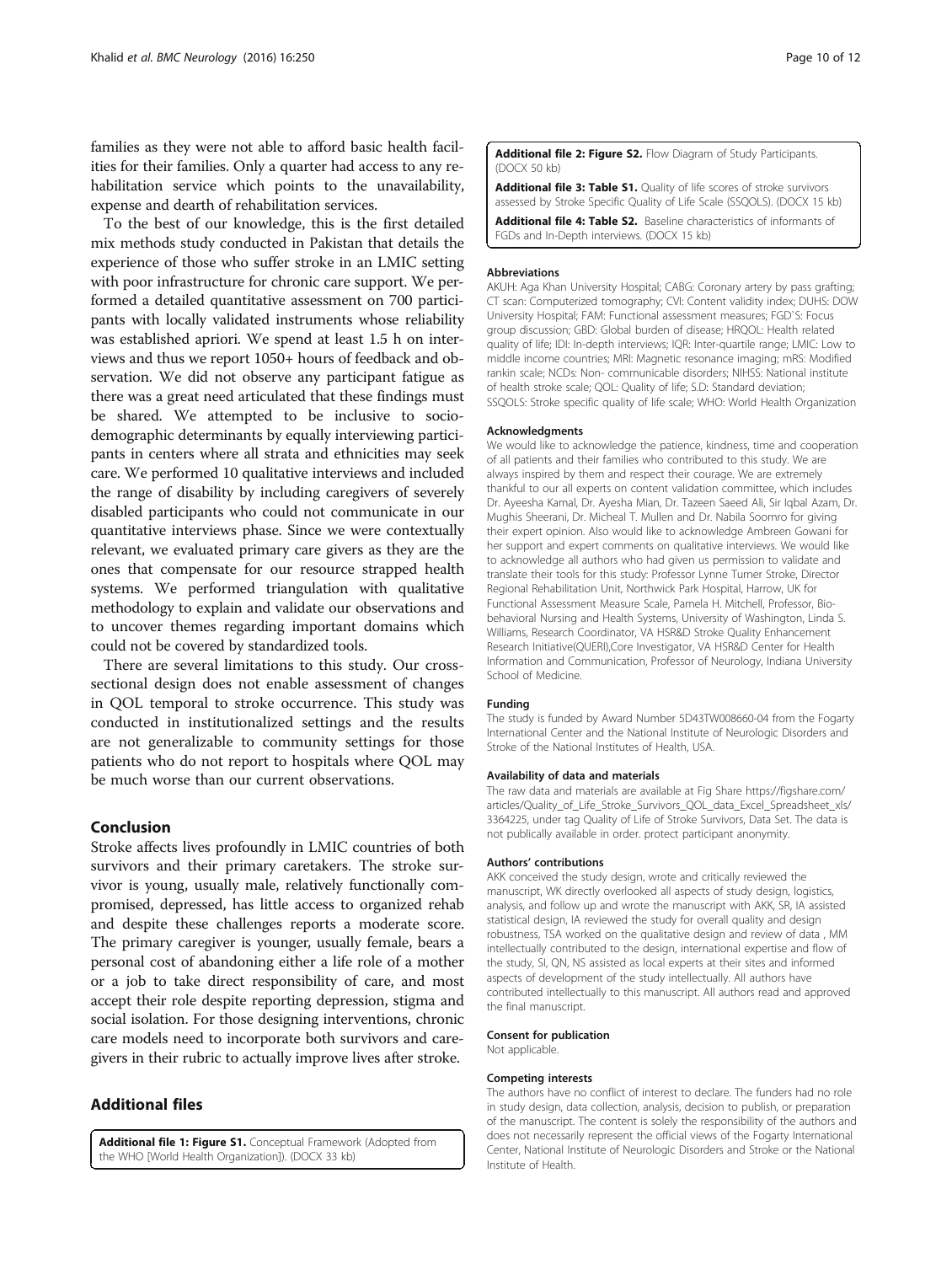families as they were not able to afford basic health facilities for their families. Only a quarter had access to any rehabilitation service which points to the unavailability, expense and dearth of rehabilitation services.

To the best of our knowledge, this is the first detailed mix methods study conducted in Pakistan that details the experience of those who suffer stroke in an LMIC setting with poor infrastructure for chronic care support. We performed a detailed quantitative assessment on 700 participants with locally validated instruments whose reliability was established apriori. We spend at least 1.5 h on interviews and thus we report 1050+ hours of feedback and observation. We did not observe any participant fatigue as there was a great need articulated that these findings must be shared. We attempted to be inclusive to sociodemographic determinants by equally interviewing participants in centers where all strata and ethnicities may seek care. We performed 10 qualitative interviews and included the range of disability by including caregivers of severely disabled participants who could not communicate in our quantitative interviews phase. Since we were contextually relevant, we evaluated primary care givers as they are the ones that compensate for our resource strapped health systems. We performed triangulation with qualitative methodology to explain and validate our observations and to uncover themes regarding important domains which could not be covered by standardized tools.

There are several limitations to this study. Our cross-sectional design does not enable assessment of changes in QOL temporal to stroke occurrence. This study was conducted in institutionalized settings and the results are not generalizable to community settings for those patients who do not report to hospitals where QOL may be much worse than our current observations.

## Conclusion

Stroke affects lives profoundly in LMIC countries of both survivors and their primary caretakers. The stroke survivor is young, usually male, relatively functionally compromised, depressed, has little access to organized rehab and despite these challenges reports a moderate score. The primary caregiver is younger, usually female, bears a personal cost of abandoning either a life role of a mother or a job to take direct responsibility of care, and most accept their role despite reporting depression, stigma and social isolation. For those designing interventions, chronic care models need to incorporate both survivors and caregivers in their rubric to actually improve lives after stroke.

## Additional files

**Additional file 1: Figure S1.** Conceptual Framework (Adopted from the WHO [World Health Organization]). (DOCX 33 kb)

**Additional file 2: Figure S2.** Flow Diagram of Study Participants. (DOCX 50 kb)

**Additional file 3: Table S1.** Quality of life scores of stroke survivors assessed by Stroke Specific Quality of Life Scale (SSQOLS). (DOCX 15 kb)

**Additional file 4: Table S2.** Baseline characteristics of informants of FGDs and In-Depth interviews. (DOCX 15 kb)

#### Abbreviations

AKUH: Aga Khan University Hospital; CABG: Coronary artery by pass grafting; CT scan: Computerized tomography; CVI: Content validity index; DUHS: DOW University Hospital; FAM: Functional assessment measures; FGD`S: Focus group discussion; GBD: Global burden of disease; HRQOL: Health related quality of life; IDI: In-depth interviews; IQR: Inter-quartile range; LMIC: Low to middle income countries; MRI: Magnetic resonance imaging; mRS: Modified rankin scale; NCDs: Non- communicable disorders; NIHSS: National institute of health stroke scale; QOL: Quality of life; S.D: Standard deviation; SSQOLS: Stroke specific quality of life scale; WHO: World Health Organization

#### Acknowledgments

We would like to acknowledge the patience, kindness, time and cooperation of all patients and their families who contributed to this study. We are always inspired by them and respect their courage. We are extremely thankful to our all experts on content validation committee, which includes Dr. Ayeesha Kamal, Dr. Ayesha Mian, Dr. Tazeen Saeed Ali, Sir Iqbal Azam, Dr. Mughis Sheerani, Dr. Micheal T. Mullen and Dr. Nabila Soomro for giving their expert opinion. Also would like to acknowledge Ambreen Gowani for her support and expert comments on qualitative interviews. We would like to acknowledge all authors who had given us permission to validate and translate their tools for this study: Professor Lynne Turner Stroke, Director Regional Rehabilitation Unit, Northwick Park Hospital, Harrow, UK for Functional Assessment Measure Scale, Pamela H. Mitchell, Professor, Bio-behavioral Nursing and Health Systems, University of Washington, Linda S. Williams, Research Coordinator, VA HSR&D Stroke Quality Enhancement Research Initiative(QUERI),Core Investigator, VA HSR&D Center for Health Information and Communication, Professor of Neurology, Indiana University School of Medicine.

#### Funding

The study is funded by Award Number 5D43TW008660-04 from the Fogarty International Center and the National Institute of Neurologic Disorders and Stroke of the National Institutes of Health, USA.

#### Availability of data and materials

The raw data and materials are available at Fig Share https://figshare.com/articles/Quality_of_Life_Stroke_Survivors_QOL_data_Excel_Spreadsheet_xls/3364225, under tag Quality of Life of Stroke Survivors, Data Set. The data is not publically available in order. protect participant anonymity.

#### Authors' contributions

AKK conceived the study design, wrote and critically reviewed the manuscript, WK directly overlooked all aspects of study design, logistics, analysis, and follow up and wrote the manuscript with AKK, SR, IA assisted statistical design, IA reviewed the study for overall quality and design robustness, TSA worked on the qualitative design and review of data , MM intellectually contributed to the design, international expertise and flow of the study, SI, QN, NS assisted as local experts at their sites and informed aspects of development of the study intellectually. All authors have contributed intellectually to this manuscript. All authors read and approved the final manuscript.

#### Consent for publication

Not applicable.

#### Competing interests

The authors have no conflict of interest to declare. The funders had no role in study design, data collection, analysis, decision to publish, or preparation of the manuscript. The content is solely the responsibility of the authors and does not necessarily represent the official views of the Fogarty International Center, National Institute of Neurologic Disorders and Stroke or the National Institute of Health.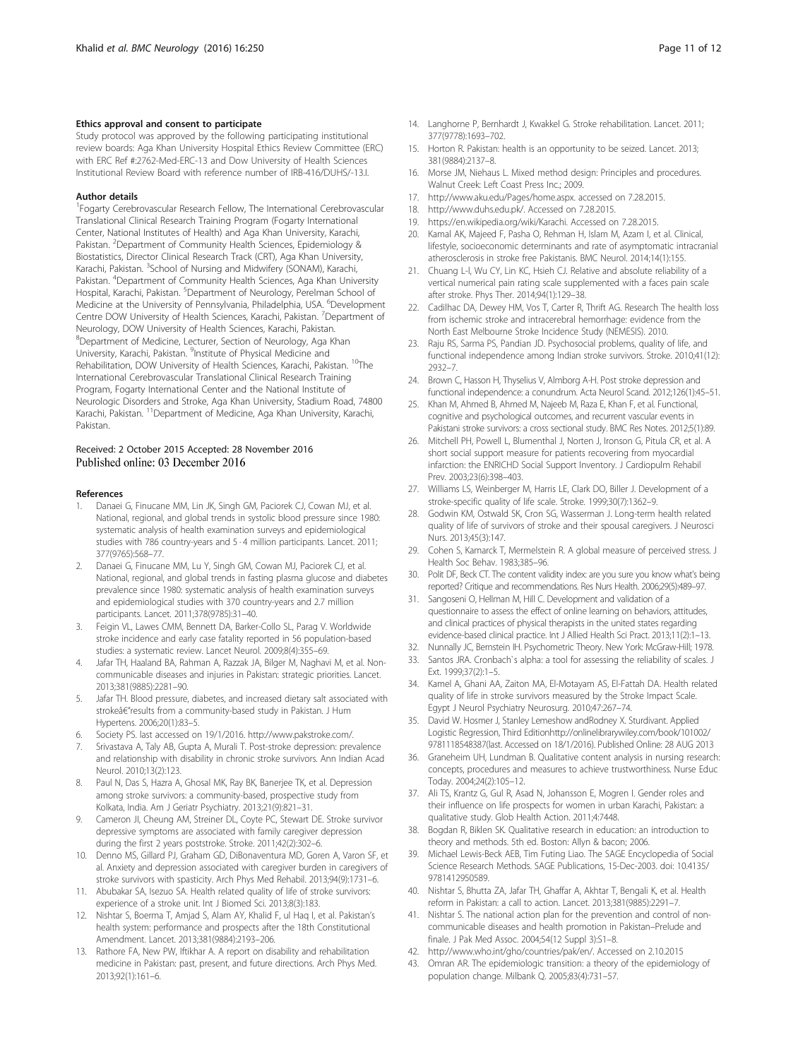#### Ethics approval and consent to participate

Study protocol was approved by the following participating institutional review boards: Aga Khan University Hospital Ethics Review Committee (ERC) with ERC Ref #:2762-Med-ERC-13 and Dow University of Health Sciences Institutional Review Board with reference number of IRB-416/DUHS/-13.l.

#### Author details

[1]Fogarty Cerebrovascular Research Fellow, The International Cerebrovascular Translational Clinical Research Training Program (Fogarty International Center, National Institutes of Health) and Aga Khan University, Karachi, Pakistan. [2]Department of Community Health Sciences, Epidemiology & Biostatistics, Director Clinical Research Track (CRT), Aga Khan University, Karachi, Pakistan. [3]School of Nursing and Midwifery (SONAM), Karachi, Pakistan. [4]Department of Community Health Sciences, Aga Khan University Hospital, Karachi, Pakistan. [5]Department of Neurology, Perelman School of Medicine at the University of Pennsylvania, Philadelphia, USA. [6]Development Centre DOW University of Health Sciences, Karachi, Pakistan. [7]Department of Neurology, DOW University of Health Sciences, Karachi, Pakistan. [8]Department of Medicine, Lecturer, Section of Neurology, Aga Khan University, Karachi, Pakistan. [9]Institute of Physical Medicine and Rehabilitation, DOW University of Health Sciences, Karachi, Pakistan. [10]The International Cerebrovascular Translational Clinical Research Training Program, Fogarty International Center and the National Institute of Neurologic Disorders and Stroke, Aga Khan University, Stadium Road, 74800 Karachi, Pakistan. [11]Department of Medicine, Aga Khan University, Karachi, Pakistan.

Received: 2 October 2015 Accepted: 28 November 2016
Published online: 03 December 2016

#### References

1. Danaei G, Finucane MM, Lin JK, Singh GM, Paciorek CJ, Cowan MJ, et al. National, regional, and global trends in systolic blood pressure since 1980: systematic analysis of health examination surveys and epidemiological studies with 786 country-years and 5 · 4 million participants. Lancet. 2011; 377(9765):568–77.
2. Danaei G, Finucane MM, Lu Y, Singh GM, Cowan MJ, Paciorek CJ, et al. National, regional, and global trends in fasting plasma glucose and diabetes prevalence since 1980: systematic analysis of health examination surveys and epidemiological studies with 370 country-years and 2.7 million participants. Lancet. 2011;378(9785):31–40.
3. Feigin VL, Lawes CMM, Bennett DA, Barker-Collo SL, Parag V. Worldwide stroke incidence and early case fatality reported in 56 population-based studies: a systematic review. Lancet Neurol. 2009;8(4):355–69.
4. Jafar TH, Haaland BA, Rahman A, Razzak JA, Bilger M, Naghavi M, et al. Non-communicable diseases and injuries in Pakistan: strategic priorities. Lancet. 2013;381(9885):2281–90.
5. Jafar TH. Blood pressure, diabetes, and increased dietary salt associated with strokeâ€"results from a community-based study in Pakistan. J Hum Hypertens. 2006;20(1):83–5.
6. Society PS. last accessed on 19/1/2016. http://www.pakstroke.com/.
7. Srivastava A, Taly AB, Gupta A, Murali T. Post-stroke depression: prevalence and relationship with disability in chronic stroke survivors. Ann Indian Acad Neurol. 2010;13(2):123.
8. Paul N, Das S, Hazra A, Ghosal MK, Ray BK, Banerjee TK, et al. Depression among stroke survivors: a community-based, prospective study from Kolkata, India. Am J Geriatr Psychiatry. 2013;21(9):821–31.
9. Cameron JI, Cheung AM, Streiner DL, Coyte PC, Stewart DE. Stroke survivor depressive symptoms are associated with family caregiver depression during the first 2 years poststroke. Stroke. 2011;42(2):302–6.
10. Denno MS, Gillard PJ, Graham GD, DiBonaventura MD, Goren A, Varon SF, et al. Anxiety and depression associated with caregiver burden in caregivers of stroke survivors with spasticity. Arch Phys Med Rehabil. 2013;94(9):1731–6.
11. Abubakar SA, Isezuo SA. Health related quality of life of stroke survivors: experience of a stroke unit. Int J Biomed Sci. 2013;8(3):183.
12. Nishtar S, Boerma T, Amjad S, Alam AY, Khalid F, ul Haq I, et al. Pakistan's health system: performance and prospects after the 18th Constitutional Amendment. Lancet. 2013;381(9884):2193–206.
13. Rathore FA, New PW, Iftikhar A. A report on disability and rehabilitation medicine in Pakistan: past, present, and future directions. Arch Phys Med. 2013;92(1):161–6.
14. Langhorne P, Bernhardt J, Kwakkel G. Stroke rehabilitation. Lancet. 2011; 377(9778):1693–702.
15. Horton R. Pakistan: health is an opportunity to be seized. Lancet. 2013; 381(9884):2137–8.
16. Morse JM, Niehaus L. Mixed method design: Principles and procedures. Walnut Creek: Left Coast Press Inc.; 2009.
17. http://www.aku.edu/Pages/home.aspx. accessed on 7.28.2015.
18. http://www.duhs.edu.pk/. Accessed on 7.28.2015.
19. https://en.wikipedia.org/wiki/Karachi. Accessed on 7.28.2015.
20. Kamal AK, Majeed F, Pasha O, Rehman H, Islam M, Azam I, et al. Clinical, lifestyle, socioeconomic determinants and rate of asymptomatic intracranial atherosclerosis in stroke free Pakistanis. BMC Neurol. 2014;14(1):155.
21. Chuang L-l, Wu CY, Lin KC, Hsieh CJ. Relative and absolute reliability of a vertical numerical pain rating scale supplemented with a faces pain scale after stroke. Phys Ther. 2014;94(1):129–38.
22. Cadilhac DA, Dewey HM, Vos T, Carter R, Thrift AG. Research The health loss from ischemic stroke and intracerebral hemorrhage: evidence from the North East Melbourne Stroke Incidence Study (NEMESIS). 2010.
23. Raju RS, Sarma PS, Pandian JD. Psychosocial problems, quality of life, and functional independence among Indian stroke survivors. Stroke. 2010;41(12): 2932–7.
24. Brown C, Hasson H, Thyselius V, Almborg A-H. Post stroke depression and functional independence: a conundrum. Acta Neurol Scand. 2012;126(1):45–51.
25. Khan M, Ahmed B, Ahmed M, Najeeb M, Raza E, Khan F, et al. Functional, cognitive and psychological outcomes, and recurrent vascular events in Pakistani stroke survivors: a cross sectional study. BMC Res Notes. 2012;5(1):89.
26. Mitchell PH, Powell L, Blumenthal J, Norten J, Ironson G, Pitula CR, et al. A short social support measure for patients recovering from myocardial infarction: the ENRICHD Social Support Inventory. J Cardiopulm Rehabil Prev. 2003;23(6):398–403.
27. Williams LS, Weinberger M, Harris LE, Clark DO, Biller J. Development of a stroke-specific quality of life scale. Stroke. 1999;30(7):1362–9.
28. Godwin KM, Ostwald SK, Cron SG, Wasserman J. Long-term health related quality of life of survivors of stroke and their spousal caregivers. J Neurosci Nurs. 2013;45(3):147.
29. Cohen S, Kamarck T, Mermelstein R. A global measure of perceived stress. J Health Soc Behav. 1983;385–96.
30. Polit DF, Beck CT. The content validity index: are you sure you know what's being reported? Critique and recommendations. Res Nurs Health. 2006;29(5):489–97.
31. Sangoseni O, Hellman M, Hill C. Development and validation of a questionnaire to assess the effect of online learning on behaviors, attitudes, and clinical practices of physical therapists in the united states regarding evidence-based clinical practice. Int J Allied Health Sci Pract. 2013;11(2):1–13.
32. Nunnally JC, Bernstein IH. Psychometric Theory. New York: McGraw-Hill; 1978.
33. Santos JRA. Cronbach`s alpha: a tool for assessing the reliability of scales. J Ext. 1999;37(2):1–5.
34. Kamel A, Ghani AA, Zaiton MA, El-Motayam AS, El-Fattah DA. Health related quality of life in stroke survivors measured by the Stroke Impact Scale. Egypt J Neurol Psychiatry Neurosurg. 2010;47:267–74.
35. David W. Hosmer J, Stanley Lemeshow andRodney X. Sturdivant. Applied Logistic Regression, Third Editionhttp://onlinelibrarywiley.com/book/101002/ 9781118548387(last. Accessed on 18/1/2016). Published Online: 28 AUG 2013
36. Graneheim UH, Lundman B. Qualitative content analysis in nursing research: concepts, procedures and measures to achieve trustworthiness. Nurse Educ Today. 2004;24(2):105–12.
37. Ali TS, Krantz G, Gul R, Asad N, Johansson E, Mogren I. Gender roles and their influence on life prospects for women in urban Karachi, Pakistan: a qualitative study. Glob Health Action. 2011;4:7448.
38. Bogdan R, Biklen SK. Qualitative research in education: an introduction to theory and methods. 5th ed. Boston: Allyn & bacon; 2006.
39. Michael Lewis-Beck AEB, Tim Futing Liao. The SAGE Encyclopedia of Social Science Research Methods. SAGE Publications, 15-Dec-2003. doi: 10.4135/ 9781412950589.
40. Nishtar S, Bhutta ZA, Jafar TH, Ghaffar A, Akhtar T, Bengali K, et al. Health reform in Pakistan: a call to action. Lancet. 2013;381(9885):2291–7.
41. Nishtar S. The national action plan for the prevention and control of non-communicable diseases and health promotion in Pakistan–Prelude and finale. J Pak Med Assoc. 2004;54(12 Suppl 3):S1–8.
42. http://www.who.int/gho/countries/pak/en/. Accessed on 2.10.2015
43. Omran AR. The epidemiologic transition: a theory of the epidemiology of population change. Milbank Q. 2005;83(4):731–57.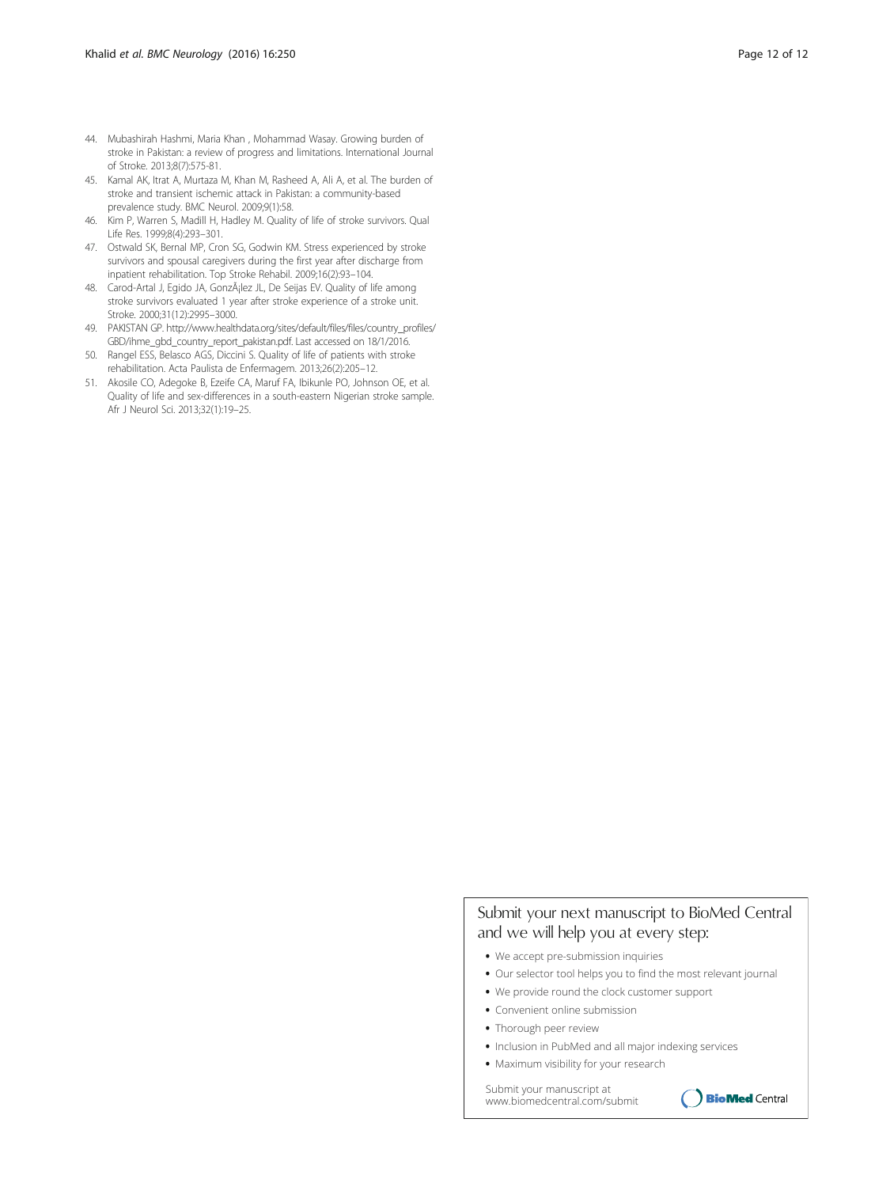44. Mubashirah Hashmi, Maria Khan , Mohammad Wasay. Growing burden of stroke in Pakistan: a review of progress and limitations. International Journal of Stroke. 2013;8(7):575-81.
45. Kamal AK, Itrat A, Murtaza M, Khan M, Rasheed A, Ali A, et al. The burden of stroke and transient ischemic attack in Pakistan: a community-based prevalence study. BMC Neurol. 2009;9(1):58.
46. Kim P, Warren S, Madill H, Hadley M. Quality of life of stroke survivors. Qual Life Res. 1999;8(4):293–301.
47. Ostwald SK, Bernal MP, Cron SG, Godwin KM. Stress experienced by stroke survivors and spousal caregivers during the first year after discharge from inpatient rehabilitation. Top Stroke Rehabil. 2009;16(2):93–104.
48. Carod-Artal J, Egido JA, GonzÃ¡lez JL, De Seijas EV. Quality of life among stroke survivors evaluated 1 year after stroke experience of a stroke unit. Stroke. 2000;31(12):2995–3000.
49. PAKISTAN GP. http://www.healthdata.org/sites/default/files/files/country_profiles/GBD/ihme_gbd_country_report_pakistan.pdf. Last accessed on 18/1/2016.
50. Rangel ESS, Belasco AGS, Diccini S. Quality of life of patients with stroke rehabilitation. Acta Paulista de Enfermagem. 2013;26(2):205–12.
51. Akosile CO, Adegoke B, Ezeife CA, Maruf FA, Ibikunle PO, Johnson OE, et al. Quality of life and sex-differences in a south-eastern Nigerian stroke sample. Afr J Neurol Sci. 2013;32(1):19–25.

Submit your next manuscript to BioMed Central and we will help you at every step:

- We accept pre-submission inquiries
- Our selector tool helps you to find the most relevant journal
- We provide round the clock customer support
- Convenient online submission
- Thorough peer review
- Inclusion in PubMed and all major indexing services
- Maximum visibility for your research

Submit your manuscript at www.biomedcentral.com/submit

BioMed Central